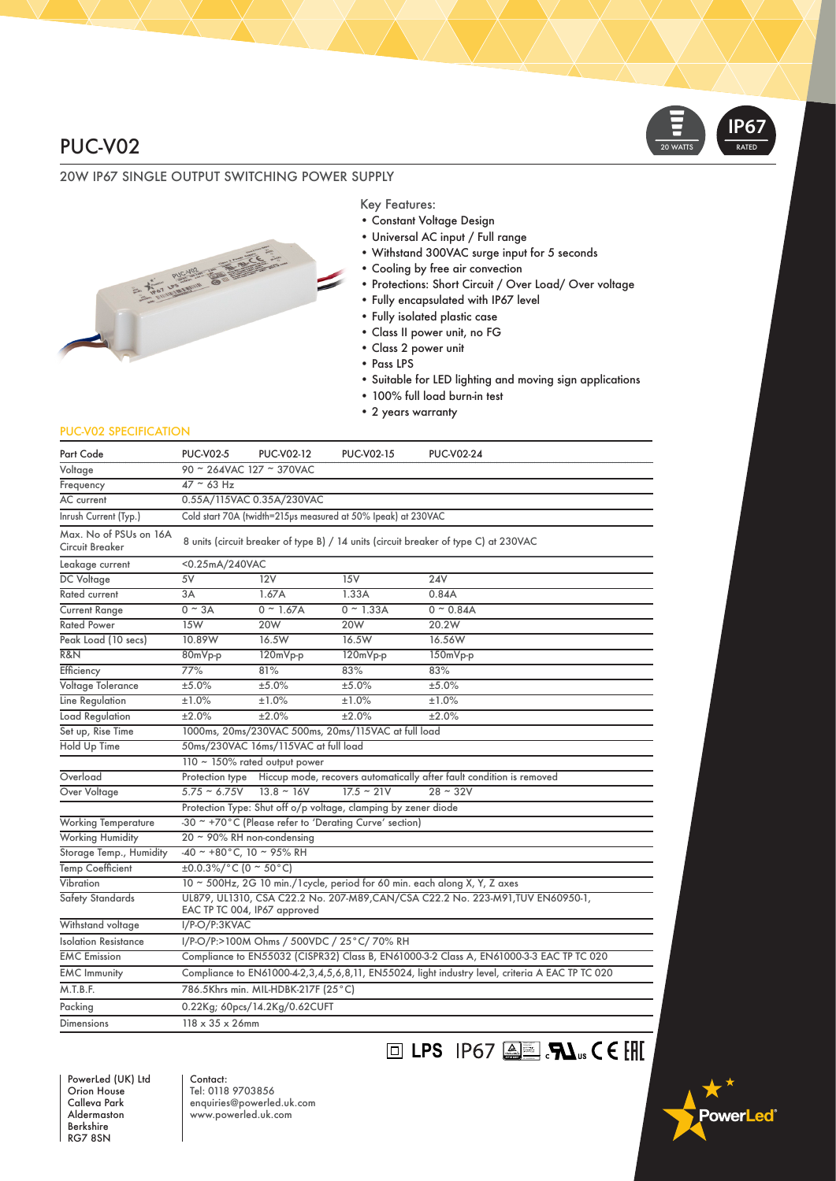# PUC-V02

20 WATTS | IP67 RATED

## 20W IP67 SINGLE OUTPUT SWITCHING POWER SUPPLY

Key Features:

- Constant Voltage Design
- Universal AC input / Full range
- Withstand 300VAC surge input for 5 seconds
- Cooling by free air convection
- Protections: Short Circuit / Over Load/ Over voltage
- Fully encapsulated with IP67 level
- Fully isolated plastic case
- Class II power unit, no FG
- Class 2 power unit
- Pass LPS
- Suitable for LED lighting and moving sign applications
- 100% full load burn-in test
- 2 years warranty

### PUC-V02 SPECIFICATION

| Part Code | PUC-V02-5 | PUC-V02-12 | PUC-V02-15 | PUC-V02-24 |
|---|---|---|---|---|
| Voltage | 90 ~ 264VAC 127 ~ 370VAC | | | |
| Frequency | 47 ~ 63 Hz | | | |
| AC current | 0.55A/115VAC 0.35A/230VAC | | | |
| Inrush Current (Typ.) | Cold start 70A (twidth=215μs measured at 50% Ipeak) at 230VAC | | | |
| Max. No of PSUs on 16A Circuit Breaker | 8 units (circuit breaker of type B) / 14 units (circuit breaker of type C) at 230VAC | | | |
| Leakage current | <0.25mA/240VAC | | | |
| DC Voltage | 5V | 12V | 15V | 24V |
| Rated current | 3A | 1.67A | 1.33A | 0.84A |
| Current Range | 0 ~ 3A | 0 ~ 1.67A | 0 ~ 1.33A | 0 ~ 0.84A |
| Rated Power | 15W | 20W | 20W | 20.2W |
| Peak Load (10 secs) | 10.89W | 16.5W | 16.5W | 16.56W |
| R&N | 80mVp-p | 120mVp-p | 120mVp-p | 150mVp-p |
| Efficiency | 77% | 81% | 83% | 83% |
| Voltage Tolerance | ±5.0% | ±5.0% | ±5.0% | ±5.0% |
| Line Regulation | ±1.0% | ±1.0% | ±1.0% | ±1.0% |
| Load Regulation | ±2.0% | ±2.0% | ±2.0% | ±2.0% |
| Set up, Rise Time | 1000ms, 20ms/230VAC 500ms, 20ms/115VAC at full load | | | |
| Hold Up Time | 50ms/230VAC 16ms/115VAC at full load | | | |
| Overload | 110 ~ 150% rated output power | | | |
| | Protection type Hiccup mode, recovers automatically after fault condition is removed | | | |
| Over Voltage | 5.75 ~ 6.75V | 13.8 ~ 16V | 17.5 ~ 21V | 28 ~ 32V |
| | Protection Type: Shut off o/p voltage, clamping by zener diode | | | |
| Working Temperature | -30 ~ +70°C (Please refer to 'Derating Curve' section) | | | |
| Working Humidity | 20 ~ 90% RH non-condensing | | | |
| Storage Temp., Humidity | -40 ~ +80°C, 10 ~ 95% RH | | | |
| Temp Coefficient | ±0.0.3%/°C (0 ~ 50°C) | | | |
| Vibration | 10 ~ 500Hz, 2G 10 min./1cycle, period for 60 min. each along X, Y, Z axes | | | |
| Safety Standards | UL879, UL1310, CSA C22.2 No. 207-M89,CAN/CSA C22.2 No. 223-M91,TUV EN60950-1, EAC TP TC 004, IP67 approved | | | |
| Withstand voltage | I/P-O/P:3KVAC | | | |
| Isolation Resistance | I/P-O/P:>100M Ohms / 500VDC / 25°C/ 70% RH | | | |
| EMC Emission | Compliance to EN55032 (CISPR32) Class B, EN61000-3-2 Class A, EN61000-3-3 EAC TP TC 020 | | | |
| EMC Immunity | Compliance to EN61000-4-2,3,4,5,6,8,11, EN55024, light industry level, criteria A EAC TP TC 020 | | | |
| M.T.B.F. | 786.5Khrs min. MIL-HDBK-217F (25°C) | | | |
| Packing | 0.22Kg; 60pcs/14.2Kg/0.62CUFT | | | |
| Dimensions | 118 x 35 x 26mm | | | |

LPS IP67

PowerLed (UK) Ltd
Orion House
Calleva Park
Aldermaston
Berkshire
RG7 8SN

Contact:
Tel: 0118 9703856
enquiries@powerled.uk.com
www.powerled.uk.com

PowerLed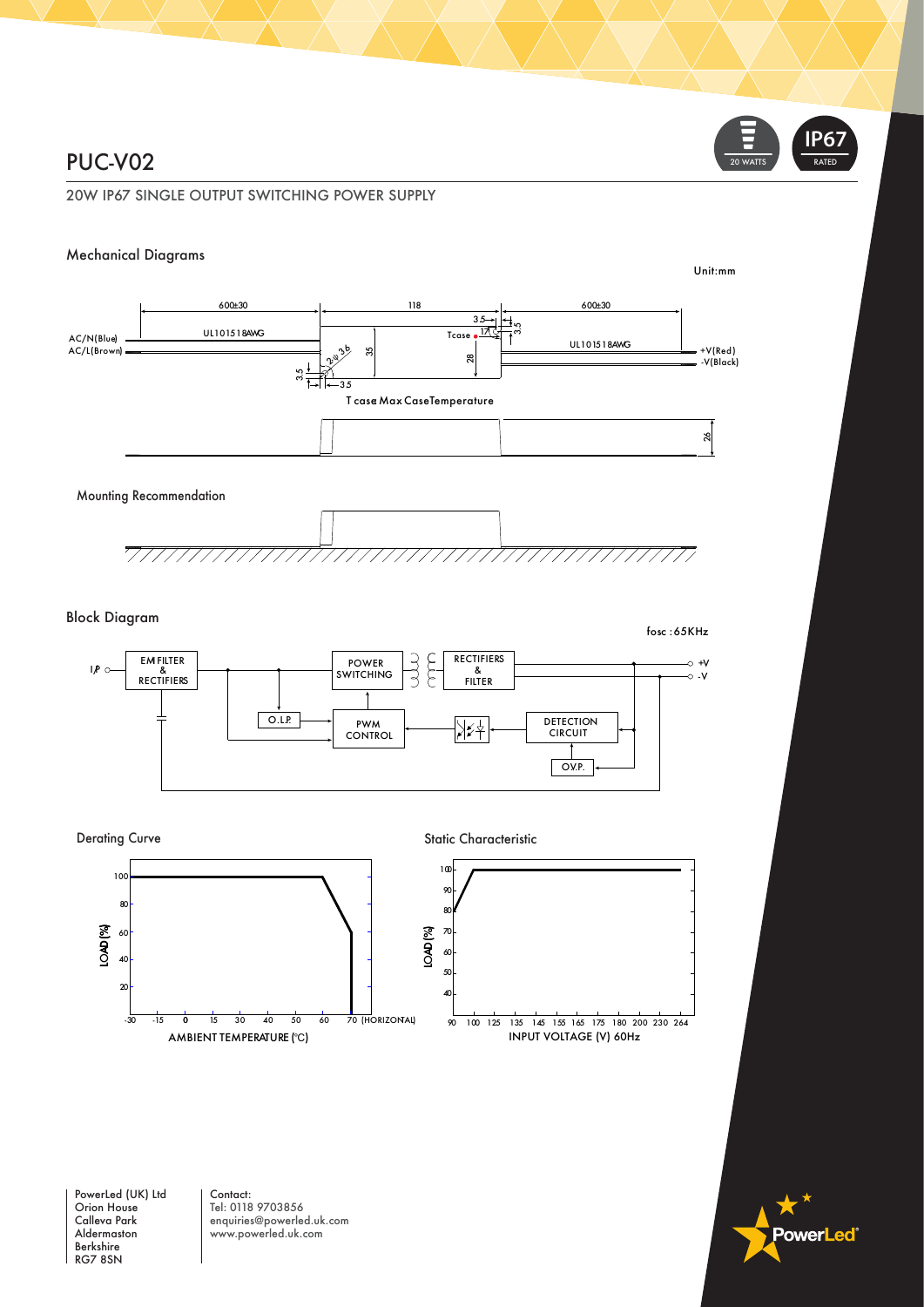# PUC-V02

20W IP67 SINGLE OUTPUT SWITCHING POWER SUPPLY

## Mechanical Diagrams

Unit:mm

600±30
118
600±30
UL10151 8AWG
UL10151 8AWG
AC/N(Blue)
AC/L(Brown)
+V(Red)
-V(Black)
3.5
17
3.5
Tcase
2-φ 3.6
35
28
3.5
3.5
T case Max CaseTemperature
26

## Mounting Recommendation

## Block Diagram

fosc : 65KHz

I/P
EMI FILTER & RECTIFIERS
POWER SWITCHING
RECTIFIERS & FILTER
+V
-V
O.L.P.
PWM CONTROL
DETECTION CIRCUIT
O.V.P.

## Derating Curve

LOAD (%)
100
80
60
40
20
-30 -15 0 15 30 40 50 60 70 (HORIZONTAL)
AMBIENT TEMPERATURE (℃)

## Static Characteristic

LOAD (%)
100
90
80
70
60
50
40
90 100 125 135 145 155 165 175 180 200 230 264
INPUT VOLTAGE (V) 60Hz

PowerLed (UK) Ltd
Orion House
Calleva Park
Aldermaston
Berkshire
RG7 8SN

Contact:
Tel: 0118 9703856
enquiries@powerled.uk.com
www.powerled.uk.com